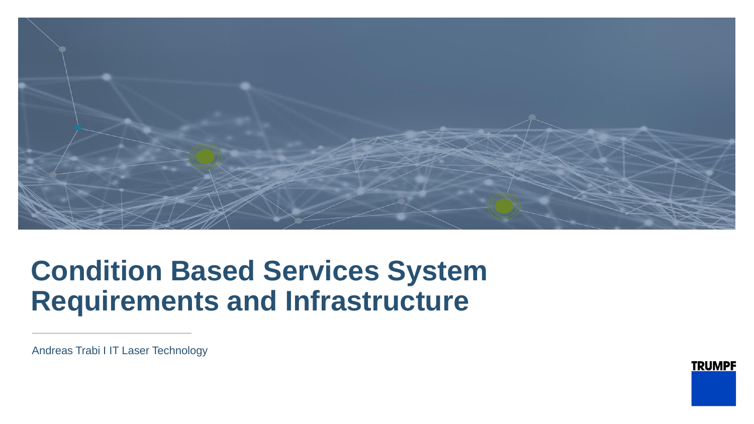# Condition Based Services System Requirements and Infrastructure

Andreas Trabi I IT Laser Technology

TRUMPF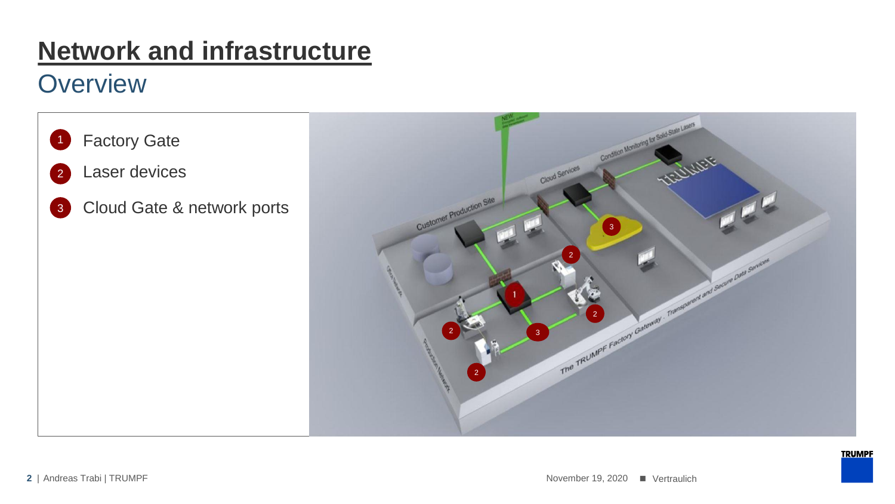# Network and infrastructure

## Overview

1. Factory Gate
2. Laser devices
3. Cloud Gate & network ports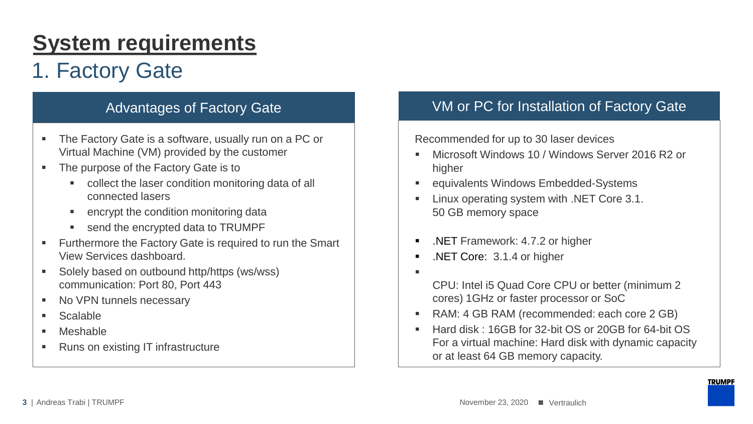# System requirements

## 1. Factory Gate

### Advantages of Factory Gate

- The Factory Gate is a software, usually run on a PC or Virtual Machine (VM) provided by the customer
- The purpose of the Factory Gate is to
  - collect the laser condition monitoring data of all connected lasers
  - encrypt the condition monitoring data
  - send the encrypted data to TRUMPF
- Furthermore the Factory Gate is required to run the Smart View Services dashboard.
- Solely based on outbound http/https (ws/wss) communication: Port 80, Port 443
- No VPN tunnels necessary
- Scalable
- Meshable
- Runs on existing IT infrastructure

### VM or PC for Installation of Factory Gate

Recommended for up to 30 laser devices

- Microsoft Windows 10 / Windows Server 2016 R2 or higher
- equivalents Windows Embedded-Systems
- Linux operating system with .NET Core 3.1.
  50 GB memory space

- .NET Framework: 4.7.2 or higher
- .NET Core: 3.1.4 or higher
- CPU: Intel i5 Quad Core CPU or better (minimum 2 cores) 1GHz or faster processor or SoC
- RAM: 4 GB RAM (recommended: each core 2 GB)
- Hard disk : 16GB for 32-bit OS or 20GB for 64-bit OS
  For a virtual machine: Hard disk with dynamic capacity or at least 64 GB memory capacity.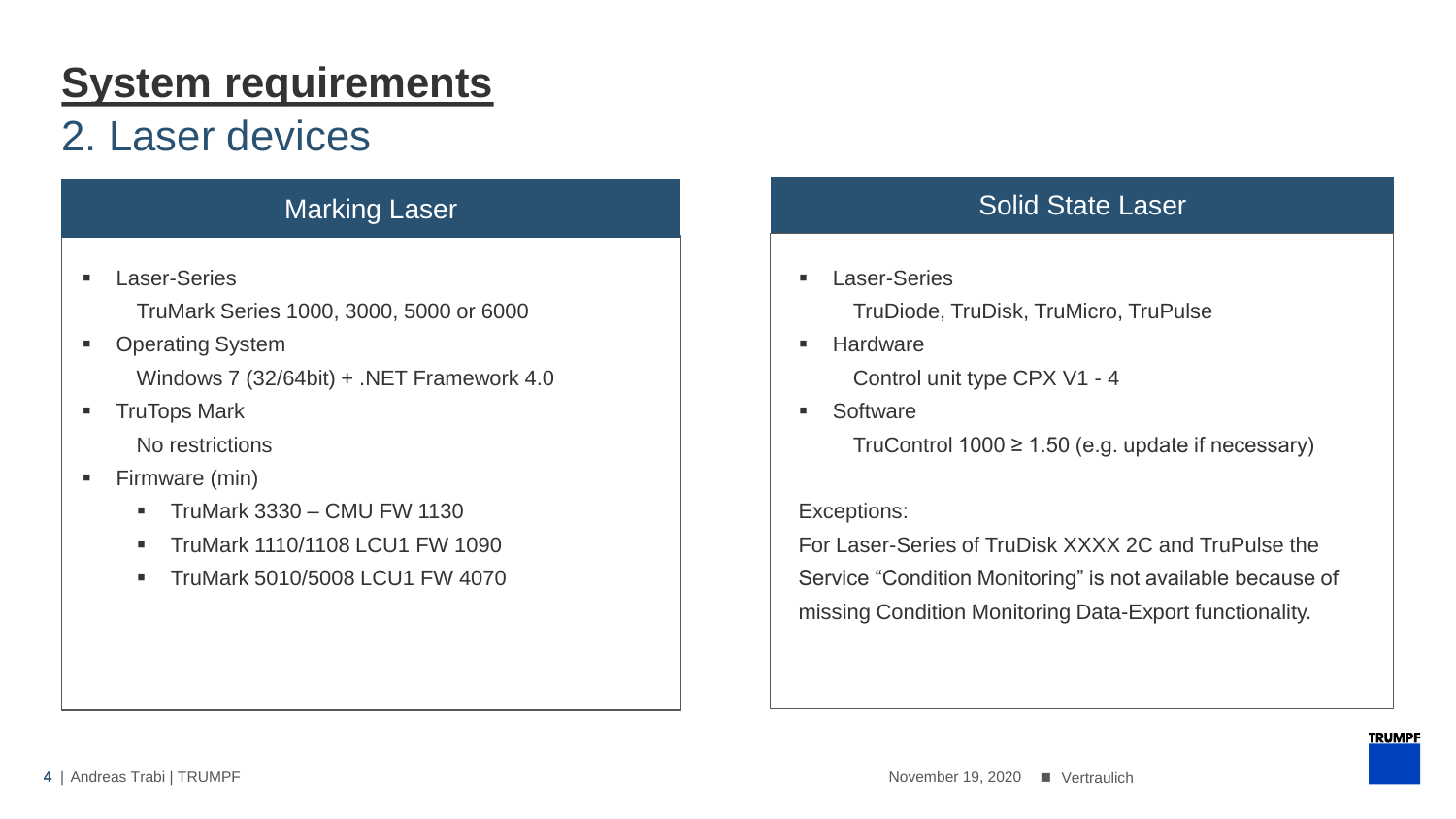# System requirements

## 2. Laser devices

### Marking Laser

- Laser-Series
  TruMark Series 1000, 3000, 5000 or 6000
- Operating System
  Windows 7 (32/64bit) + .NET Framework 4.0
- TruTops Mark
  No restrictions
- Firmware (min)
  - TruMark 3330 – CMU FW 1130
  - TruMark 1110/1108 LCU1 FW 1090
  - TruMark 5010/5008 LCU1 FW 4070

### Solid State Laser

- Laser-Series
  TruDiode, TruDisk, TruMicro, TruPulse
- Hardware
  Control unit type CPX V1 - 4
- Software
  TruControl 1000 ≥ 1.50 (e.g. update if necessary)

Exceptions:

For Laser-Series of TruDisk XXXX 2C and TruPulse the Service “Condition Monitoring” is not available because of missing Condition Monitoring Data-Export functionality.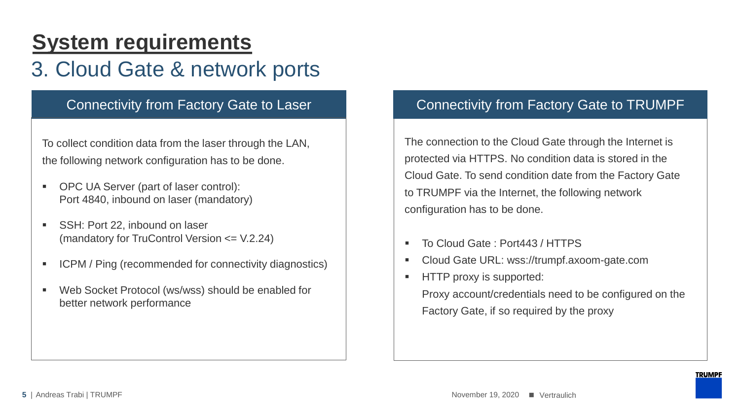# System requirements

## 3. Cloud Gate & network ports

### Connectivity from Factory Gate to Laser

To collect condition data from the laser through the LAN, the following network configuration has to be done.

- OPC UA Server (part of laser control): Port 4840, inbound on laser (mandatory)
- SSH: Port 22, inbound on laser (mandatory for TruControl Version <= V.2.24)
- ICPM / Ping (recommended for connectivity diagnostics)
- Web Socket Protocol (ws/wss) should be enabled for better network performance

### Connectivity from Factory Gate to TRUMPF

The connection to the Cloud Gate through the Internet is protected via HTTPS. No condition data is stored in the Cloud Gate. To send condition date from the Factory Gate to TRUMPF via the Internet, the following network configuration has to be done.

- To Cloud Gate : Port443 / HTTPS
- Cloud Gate URL: wss://trumpf.axoom-gate.com
- HTTP proxy is supported:
  Proxy account/credentials need to be configured on the Factory Gate, if so required by the proxy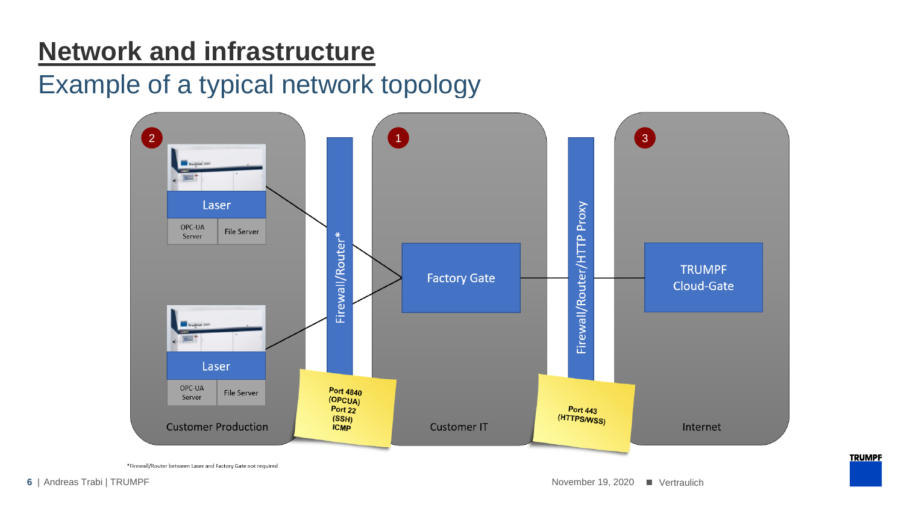# Network and infrastructure

## Example of a typical network topology

2

Laser

OPC-UA Server | File Server

Laser

OPC-UA Server | File Server

Customer Production

Firewall/Router*

Port 4840 (OPCUA)
Port 22 (SSH)
ICMP

1

Factory Gate

Customer IT

Firewall/Router/HTTP Proxy

Port 443 (HTTPS/WSS)

3

TRUMPF Cloud-Gate

Internet

*Firewall/Router between Laser and Factory Gate not required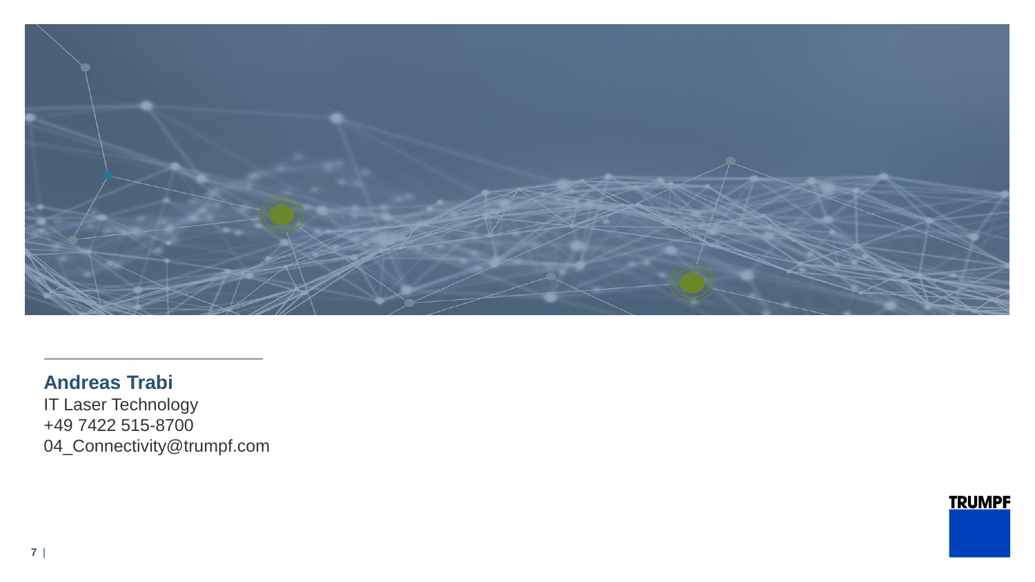**Andreas Trabi**
IT Laser Technology
+49 7422 515-8700
04_Connectivity@trumpf.com

TRUMPF